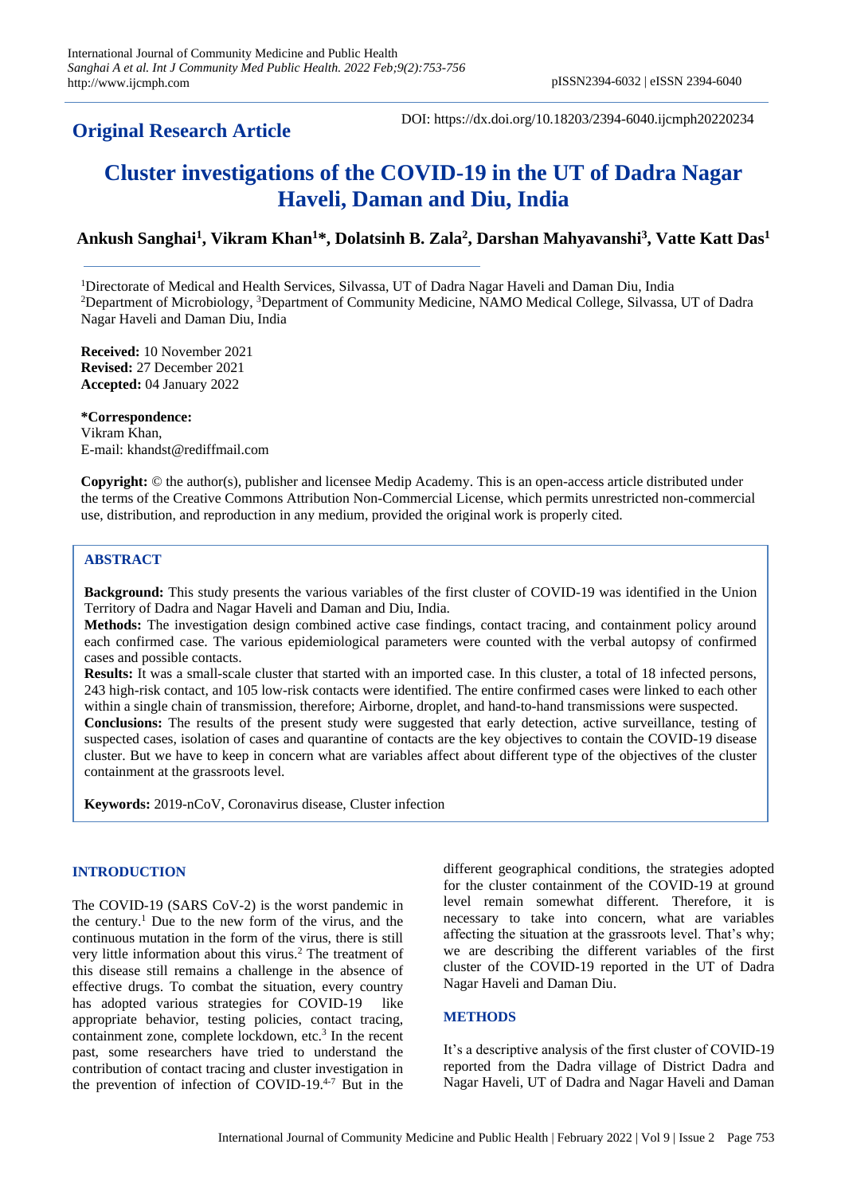**Original Research Article**

DOI: https://dx.doi.org/10.18203/2394-6040.ijcmph20220234

# Cluster investigations of the COVID-19 in the UT of Dadra Nagar Haveli, Daman and Diu, India

**Ankush Sanghai[1], Vikram Khan[1]*, Dolatsinh B. Zala[2], Darshan Mahyavanshi[3], Vatte Katt Das[1]**

[1]Directorate of Medical and Health Services, Silvassa, UT of Dadra Nagar Haveli and Daman Diu, India
[2]Department of Microbiology, [3]Department of Community Medicine, NAMO Medical College, Silvassa, UT of Dadra Nagar Haveli and Daman Diu, India

**Received:** 10 November 2021
**Revised:** 27 December 2021
**Accepted:** 04 January 2022

**\*Correspondence:**
Vikram Khan,
E-mail: khandst@rediffmail.com

**Copyright:** © the author(s), publisher and licensee Medip Academy. This is an open-access article distributed under the terms of the Creative Commons Attribution Non-Commercial License, which permits unrestricted non-commercial use, distribution, and reproduction in any medium, provided the original work is properly cited.

## ABSTRACT

**Background:** This study presents the various variables of the first cluster of COVID-19 was identified in the Union Territory of Dadra and Nagar Haveli and Daman and Diu, India.

**Methods:** The investigation design combined active case findings, contact tracing, and containment policy around each confirmed case. The various epidemiological parameters were counted with the verbal autopsy of confirmed cases and possible contacts.

**Results:** It was a small-scale cluster that started with an imported case. In this cluster, a total of 18 infected persons, 243 high-risk contact, and 105 low-risk contacts were identified. The entire confirmed cases were linked to each other within a single chain of transmission, therefore; Airborne, droplet, and hand-to-hand transmissions were suspected.

**Conclusions:** The results of the present study were suggested that early detection, active surveillance, testing of suspected cases, isolation of cases and quarantine of contacts are the key objectives to contain the COVID-19 disease cluster. But we have to keep in concern what are variables affect about different type of the objectives of the cluster containment at the grassroots level.

**Keywords:** 2019-nCoV, Coronavirus disease, Cluster infection

## INTRODUCTION

The COVID-19 (SARS CoV-2) is the worst pandemic in the century.[1] Due to the new form of the virus, and the continuous mutation in the form of the virus, there is still very little information about this virus.[2] The treatment of this disease still remains a challenge in the absence of effective drugs. To combat the situation, every country has adopted various strategies for COVID-19 like appropriate behavior, testing policies, contact tracing, containment zone, complete lockdown, etc.[3] In the recent past, some researchers have tried to understand the contribution of contact tracing and cluster investigation in the prevention of infection of COVID-19.[4-7] But in the different geographical conditions, the strategies adopted for the cluster containment of the COVID-19 at ground level remain somewhat different. Therefore, it is necessary to take into concern, what are variables affecting the situation at the grassroots level. That's why; we are describing the different variables of the first cluster of the COVID-19 reported in the UT of Dadra Nagar Haveli and Daman Diu.

## METHODS

It's a descriptive analysis of the first cluster of COVID-19 reported from the Dadra village of District Dadra and Nagar Haveli, UT of Dadra and Nagar Haveli and Daman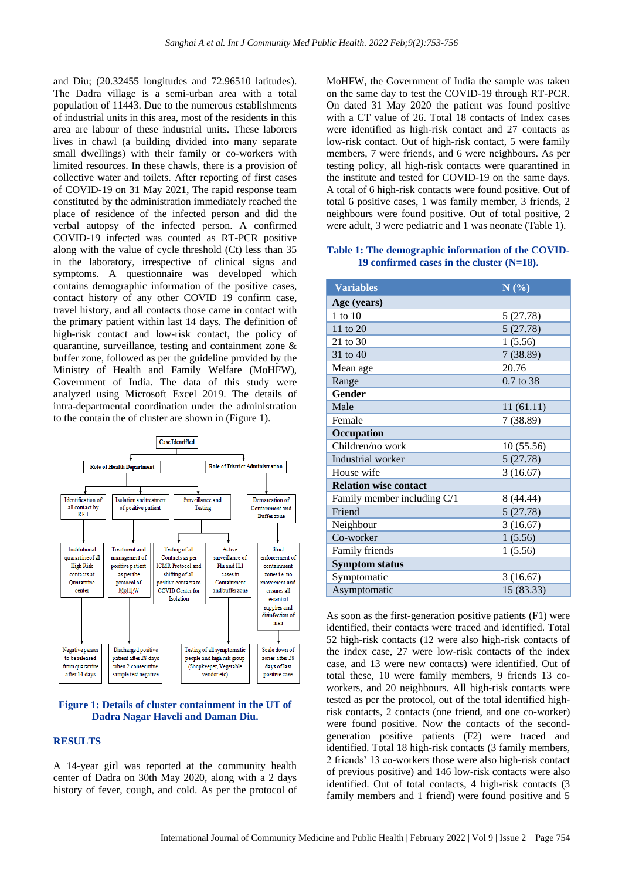and Diu; (20.32455 longitudes and 72.96510 latitudes). The Dadra village is a semi-urban area with a total population of 11443. Due to the numerous establishments of industrial units in this area, most of the residents in this area are labour of these industrial units. These laborers lives in chawl (a building divided into many separate small dwellings) with their family or co-workers with limited resources. In these chawls, there is a provision of collective water and toilets. After reporting of first cases of COVID-19 on 31 May 2021, The rapid response team constituted by the administration immediately reached the place of residence of the infected person and did the verbal autopsy of the infected person. A confirmed COVID-19 infected was counted as RT-PCR positive along with the value of cycle threshold (Ct) less than 35 in the laboratory, irrespective of clinical signs and symptoms. A questionnaire was developed which contains demographic information of the positive cases, contact history of any other COVID 19 confirm case, travel history, and all contacts those came in contact with the primary patient within last 14 days. The definition of high-risk contact and low-risk contact, the policy of quarantine, surveillance, testing and containment zone & buffer zone, followed as per the guideline provided by the Ministry of Health and Family Welfare (MoHFW), Government of India. The data of this study were analyzed using Microsoft Excel 2019. The details of intra-departmental coordination under the administration to the contain the of cluster are shown in (Figure 1).

Case Identified

- Role of Health Department
  - Identification of all contact by RRT → Institutional quarantine of all High Risk contacts at Quarantine center → Negative person to be released from quarantine after 14 days
  - Isolation and treatment of positive patient → Treatment and management of positive patient as per the protocol of MoHFW → Discharged positive patient after 28 days when 2 consecutive sample test negative
  - Surveillance and Testing → Testing of all Contacts as per ICMR Protocol and shifting of all positive contacts to COVID Center for Isolation; Active surveillance of Flu and ILI cases in Containment and buffer zone → Testing of all symptomatic people and high risk group (Shopkeeper, Vegetable vendor etc)
- Role of District Administration
  - Demarcation of Containment and Buffer zone → Strict enforcement of containment zones i.e. no movement and ensures all essential supplies and disinfection of area → Scale down of zones after 28 days of last positive case

**Figure 1: Details of cluster containment in the UT of Dadra Nagar Haveli and Daman Diu.**

## RESULTS

A 14-year girl was reported at the community health center of Dadra on 30th May 2020, along with a 2 days history of fever, cough, and cold. As per the protocol of MoHFW, the Government of India the sample was taken on the same day to test the COVID-19 through RT-PCR. On dated 31 May 2020 the patient was found positive with a CT value of 26. Total 18 contacts of Index cases were identified as high-risk contact and 27 contacts as low-risk contact. Out of high-risk contact, 5 were family members, 7 were friends, and 6 were neighbours. As per testing policy, all high-risk contacts were quarantined in the institute and tested for COVID-19 on the same days. A total of 6 high-risk contacts were found positive. Out of total 6 positive cases, 1 was family member, 3 friends, 2 neighbours were found positive. Out of total positive, 2 were adult, 3 were pediatric and 1 was neonate (Table 1).

**Table 1: The demographic information of the COVID-19 confirmed cases in the cluster (N=18).**

| Variables | N (%) |
|---|---|
| **Age (years)** | |
| 1 to 10 | 5 (27.78) |
| 11 to 20 | 5 (27.78) |
| 21 to 30 | 1 (5.56) |
| 31 to 40 | 7 (38.89) |
| Mean age | 20.76 |
| Range | 0.7 to 38 |
| **Gender** | |
| Male | 11 (61.11) |
| Female | 7 (38.89) |
| **Occupation** | |
| Children/no work | 10 (55.56) |
| Industrial worker | 5 (27.78) |
| House wife | 3 (16.67) |
| **Relation wise contact** | |
| Family member including C/1 | 8 (44.44) |
| Friend | 5 (27.78) |
| Neighbour | 3 (16.67) |
| Co-worker | 1 (5.56) |
| Family friends | 1 (5.56) |
| **Symptom status** | |
| Symptomatic | 3 (16.67) |
| Asymptomatic | 15 (83.33) |

As soon as the first-generation positive patients (F1) were identified, their contacts were traced and identified. Total 52 high-risk contacts (12 were also high-risk contacts of the index case, 27 were low-risk contacts of the index case, and 13 were new contacts) were identified. Out of total these, 10 were family members, 9 friends 13 co-workers, and 20 neighbours. All high-risk contacts were tested as per the protocol, out of the total identified high-risk contacts, 2 contacts (one friend, and one co-worker) were found positive. Now the contacts of the second-generation positive patients (F2) were traced and identified. Total 18 high-risk contacts (3 family members, 2 friends' 13 co-workers those were also high-risk contact of previous positive) and 146 low-risk contacts were also identified. Out of total contacts, 4 high-risk contacts (3 family members and 1 friend) were found positive and 5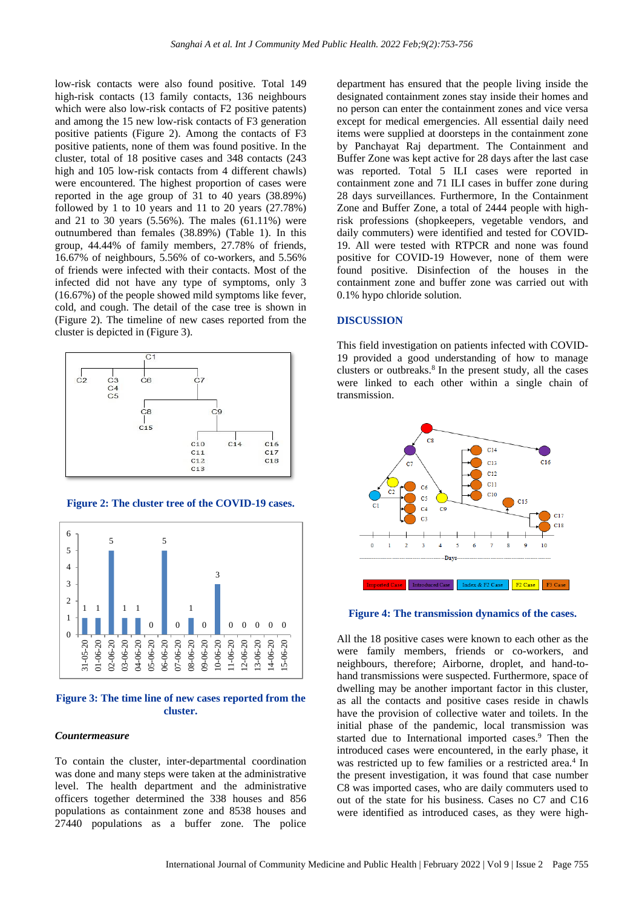low-risk contacts were also found positive. Total 149 high-risk contacts (13 family contacts, 136 neighbours which were also low-risk contacts of F2 positive patents) and among the 15 new low-risk contacts of F3 generation positive patients (Figure 2). Among the contacts of F3 positive patients, none of them was found positive. In the cluster, total of 18 positive cases and 348 contacts (243 high and 105 low-risk contacts from 4 different chawls) were encountered. The highest proportion of cases were reported in the age group of 31 to 40 years (38.89%) followed by 1 to 10 years and 11 to 20 years (27.78%) and 21 to 30 years (5.56%). The males (61.11%) were outnumbered than females (38.89%) (Table 1). In this group, 44.44% of family members, 27.78% of friends, 16.67% of neighbours, 5.56% of co-workers, and 5.56% of friends were infected with their contacts. Most of the infected did not have any type of symptoms, only 3 (16.67%) of the people showed mild symptoms like fever, cold, and cough. The detail of the case tree is shown in (Figure 2). The timeline of new cases reported from the cluster is depicted in (Figure 3).

**Figure 2: The cluster tree of the COVID-19 cases.**

**Figure 3: The time line of new cases reported from the cluster.**

### *Countermeasure*

To contain the cluster, inter-departmental coordination was done and many steps were taken at the administrative level. The health department and the administrative officers together determined the 338 houses and 856 populations as containment zone and 8538 houses and 27440 populations as a buffer zone. The police department has ensured that the people living inside the designated containment zones stay inside their homes and no person can enter the containment zones and vice versa except for medical emergencies. All essential daily need items were supplied at doorsteps in the containment zone by Panchayat Raj department. The Containment and Buffer Zone was kept active for 28 days after the last case was reported. Total 5 ILI cases were reported in containment zone and 71 ILI cases in buffer zone during 28 days surveillances. Furthermore, In the Containment Zone and Buffer Zone, a total of 2444 people with high-risk professions (shopkeepers, vegetable vendors, and daily commuters) were identified and tested for COVID-19. All were tested with RTPCR and none was found positive for COVID-19 However, none of them were found positive. Disinfection of the houses in the containment zone and buffer zone was carried out with 0.1% hypo chloride solution.

## DISCUSSION

This field investigation on patients infected with COVID-19 provided a good understanding of how to manage clusters or outbreaks.[8] In the present study, all the cases were linked to each other within a single chain of transmission.

**Figure 4: The transmission dynamics of the cases.**

All the 18 positive cases were known to each other as the were family members, friends or co-workers, and neighbours, therefore; Airborne, droplet, and hand-to-hand transmissions were suspected. Furthermore, space of dwelling may be another important factor in this cluster, as all the contacts and positive cases reside in chawls have the provision of collective water and toilets. In the initial phase of the pandemic, local transmission was started due to International imported cases.[9] Then the introduced cases were encountered, in the early phase, it was restricted up to few families or a restricted area.[4] In the present investigation, it was found that case number C8 was imported cases, who are daily commuters used to out of the state for his business. Cases no C7 and C16 were identified as introduced cases, as they were high-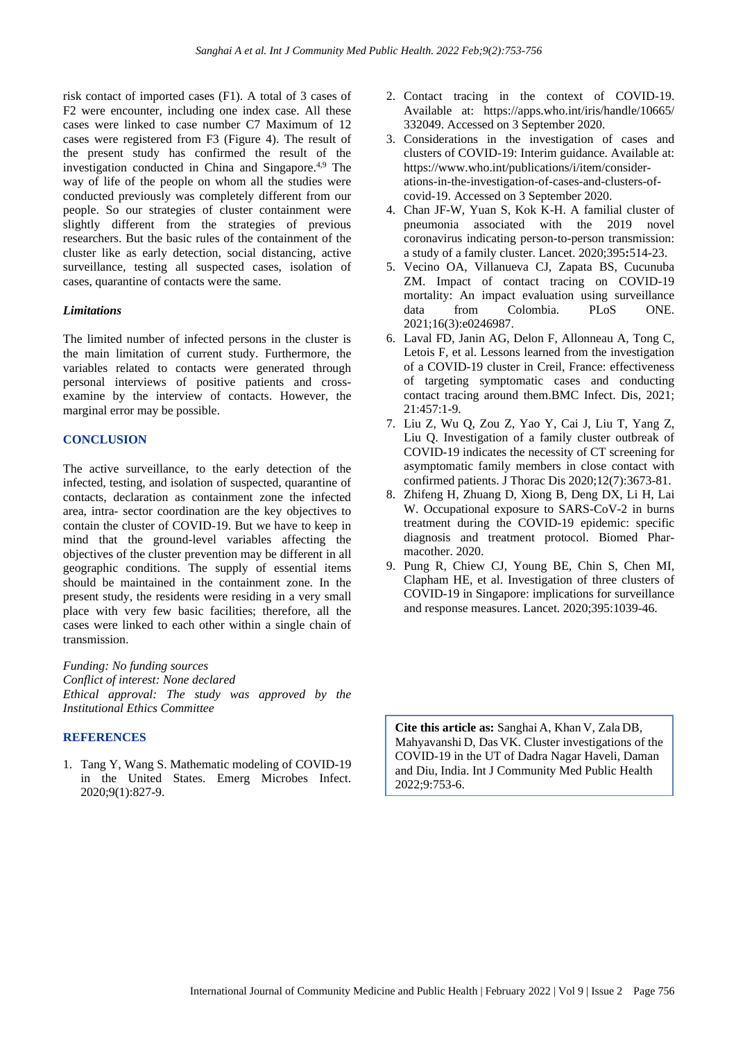risk contact of imported cases (F1). A total of 3 cases of F2 were encounter, including one index case. All these cases were linked to case number C7 Maximum of 12 cases were registered from F3 (Figure 4). The result of the present study has confirmed the result of the investigation conducted in China and Singapore.[4,9] The way of life of the people on whom all the studies were conducted previously was completely different from our people. So our strategies of cluster containment were slightly different from the strategies of previous researchers. But the basic rules of the containment of the cluster like as early detection, social distancing, active surveillance, testing all suspected cases, isolation of cases, quarantine of contacts were the same.

### *Limitations*

The limited number of infected persons in the cluster is the main limitation of current study. Furthermore, the variables related to contacts were generated through personal interviews of positive patients and cross-examine by the interview of contacts. However, the marginal error may be possible.

## CONCLUSION

The active surveillance, to the early detection of the infected, testing, and isolation of suspected, quarantine of contacts, declaration as containment zone the infected area, intra- sector coordination are the key objectives to contain the cluster of COVID-19. But we have to keep in mind that the ground-level variables affecting the objectives of the cluster prevention may be different in all geographic conditions. The supply of essential items should be maintained in the containment zone. In the present study, the residents were residing in a very small place with very few basic facilities; therefore, all the cases were linked to each other within a single chain of transmission.

*Funding: No funding sources*
*Conflict of interest: None declared*
*Ethical approval: The study was approved by the Institutional Ethics Committee*

## REFERENCES

1. Tang Y, Wang S. Mathematic modeling of COVID-19 in the United States. Emerg Microbes Infect. 2020;9(1):827-9.
2. Contact tracing in the context of COVID-19. Available at: https://apps.who.int/iris/handle/10665/332049. Accessed on 3 September 2020.
3. Considerations in the investigation of cases and clusters of COVID-19: Interim guidance. Available at: https://www.who.int/publications/i/item/considerations-in-the-investigation-of-cases-and-clusters-of-covid-19. Accessed on 3 September 2020.
4. Chan JF-W, Yuan S, Kok K-H. A familial cluster of pneumonia associated with the 2019 novel coronavirus indicating person-to-person transmission: a study of a family cluster. Lancet. 2020;395**:**514-23.
5. Vecino OA, Villanueva CJ, Zapata BS, Cucunuba ZM. Impact of contact tracing on COVID-19 mortality: An impact evaluation using surveillance data from Colombia. PLoS ONE. 2021;16(3):e0246987.
6. Laval FD, Janin AG, Delon F, Allonneau A, Tong C, Letois F, et al. Lessons learned from the investigation of a COVID-19 cluster in Creil, France: effectiveness of targeting symptomatic cases and conducting contact tracing around them.BMC Infect. Dis, 2021; 21:457:1-9.
7. Liu Z, Wu Q, Zou Z, Yao Y, Cai J, Liu T, Yang Z, Liu Q. Investigation of a family cluster outbreak of COVID-19 indicates the necessity of CT screening for asymptomatic family members in close contact with confirmed patients. J Thorac Dis 2020;12(7):3673-81.
8. Zhifeng H, Zhuang D, Xiong B, Deng DX, Li H, Lai W. Occupational exposure to SARS-CoV-2 in burns treatment during the COVID-19 epidemic: specific diagnosis and treatment protocol. Biomed Pharmacother. 2020.
9. Pung R, Chiew CJ, Young BE, Chin S, Chen MI, Clapham HE, et al. Investigation of three clusters of COVID-19 in Singapore: implications for surveillance and response measures. Lancet. 2020;395:1039-46.

**Cite this article as:** Sanghai A, Khan V, Zala DB, Mahyavanshi D, Das VK. Cluster investigations of the COVID-19 in the UT of Dadra Nagar Haveli, Daman and Diu, India. Int J Community Med Public Health 2022;9:753-6.